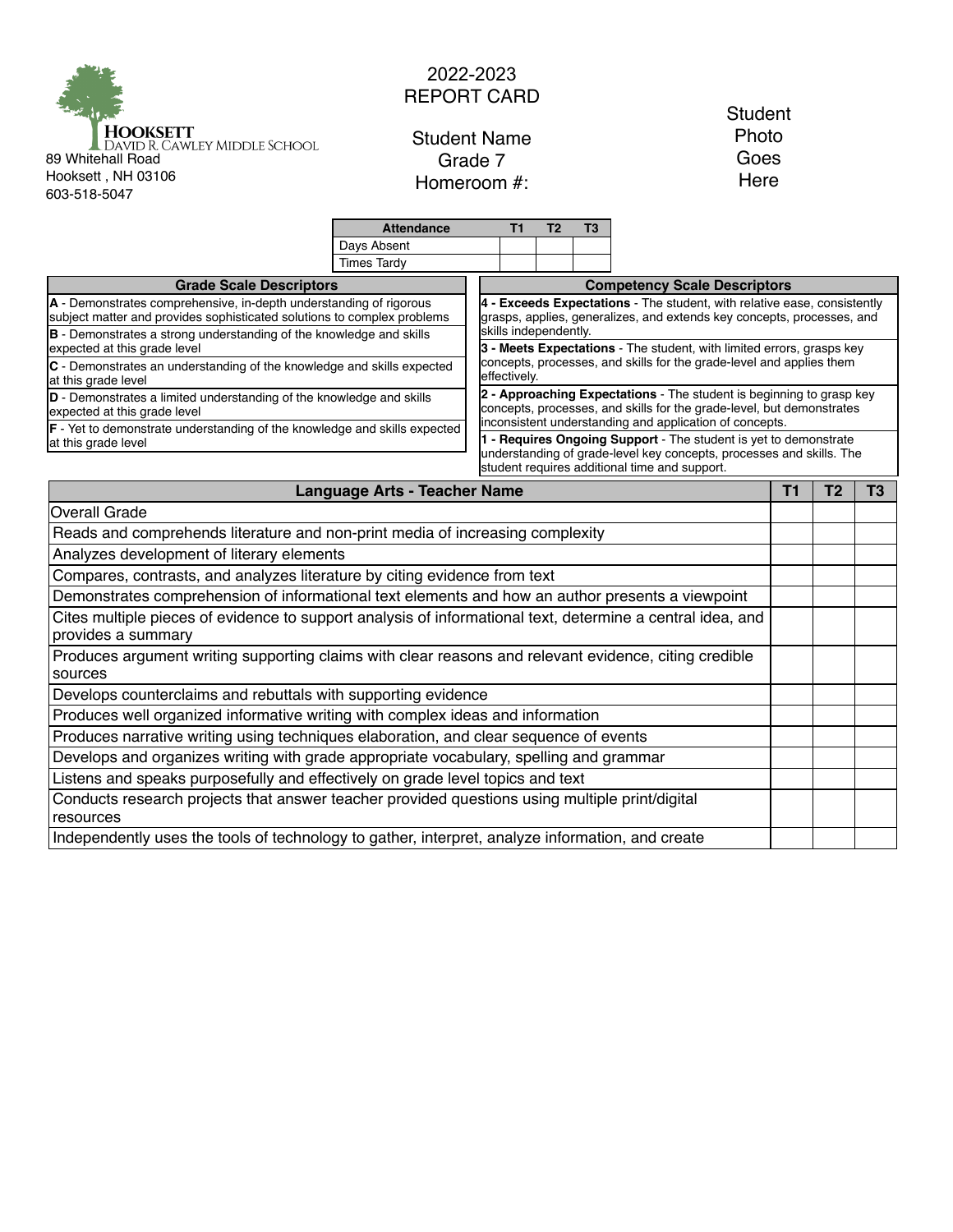**HOOKSETT**
David R. Cawley Middle School
89 Whitehall Road
Hooksett , NH 03106
603-518-5047

# 2022-2023
# REPORT CARD

Student Name
Grade 7
Homeroom #:

Student Photo Goes Here

| Attendance | T1 | T2 | T3 |
|---|---|---|---|
| Days Absent | | | |
| Times Tardy | | | |

| Grade Scale Descriptors |
|---|
| **A** - Demonstrates comprehensive, in-depth understanding of rigorous subject matter and provides sophisticated solutions to complex problems |
| **B** - Demonstrates a strong understanding of the knowledge and skills expected at this grade level |
| **C** - Demonstrates an understanding of the knowledge and skills expected at this grade level |
| **D** - Demonstrates a limited understanding of the knowledge and skills expected at this grade level |
| **F** - Yet to demonstrate understanding of the knowledge and skills expected at this grade level |

| Competency Scale Descriptors |
|---|
| **4 - Exceeds Expectations** - The student, with relative ease, consistently grasps, applies, generalizes, and extends key concepts, processes, and skills independently. |
| **3 - Meets Expectations** - The student, with limited errors, grasps key concepts, processes, and skills for the grade-level and applies them effectively. |
| **2 - Approaching Expectations** - The student is beginning to grasp key concepts, processes, and skills for the grade-level, but demonstrates inconsistent understanding and application of concepts. |
| **1 - Requires Ongoing Support** - The student is yet to demonstrate understanding of grade-level key concepts, processes and skills. The student requires additional time and support. |

| Language Arts - Teacher Name | T1 | T2 | T3 |
|---|---|---|---|
| Overall Grade | | | |
| Reads and comprehends literature and non-print media of increasing complexity | | | |
| Analyzes development of literary elements | | | |
| Compares, contrasts, and analyzes literature by citing evidence from text | | | |
| Demonstrates comprehension of informational text elements and how an author presents a viewpoint | | | |
| Cites multiple pieces of evidence to support analysis of informational text, determine a central idea, and provides a summary | | | |
| Produces argument writing supporting claims with clear reasons and relevant evidence, citing credible sources | | | |
| Develops counterclaims and rebuttals with supporting evidence | | | |
| Produces well organized informative writing with complex ideas and information | | | |
| Produces narrative writing using techniques elaboration, and clear sequence of events | | | |
| Develops and organizes writing with grade appropriate vocabulary, spelling and grammar | | | |
| Listens and speaks purposefully and effectively on grade level topics and text | | | |
| Conducts research projects that answer teacher provided questions using multiple print/digital resources | | | |
| Independently uses the tools of technology to gather, interpret, analyze information, and create | | | |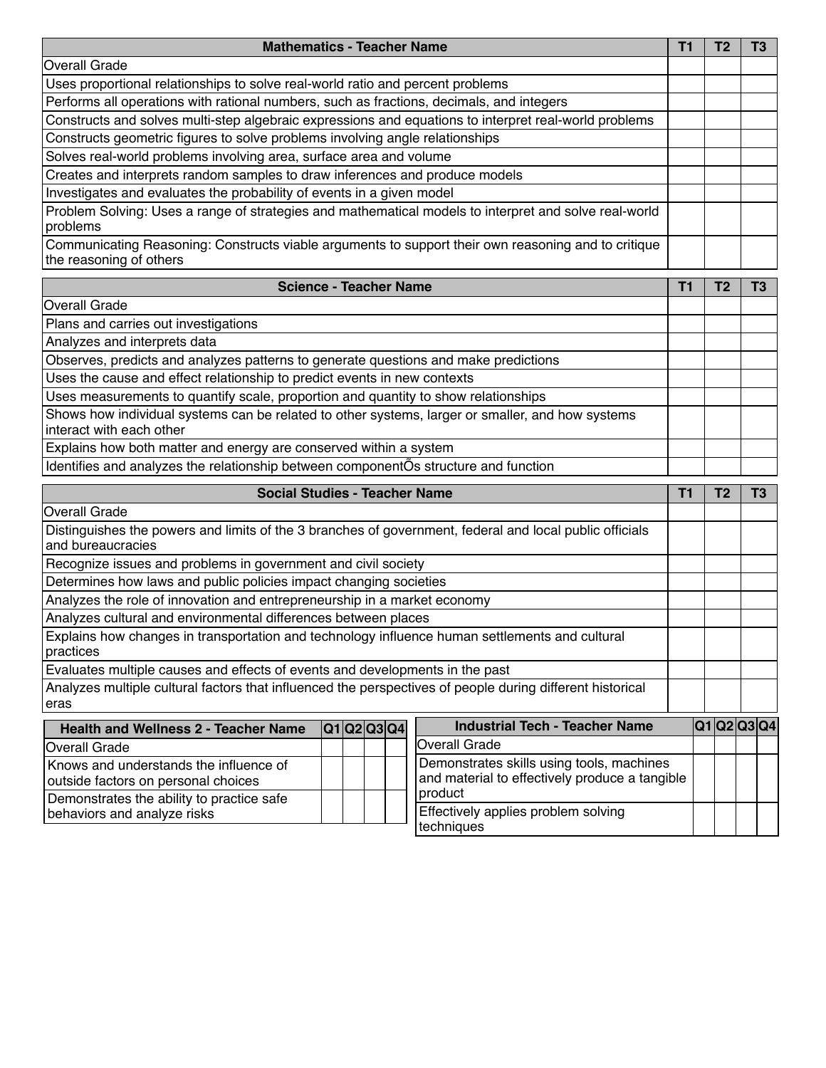| Mathematics - Teacher Name | T1 | T2 | T3 |
|---|---|---|---|
| Overall Grade | | | |
| Uses proportional relationships to solve real-world ratio and percent problems | | | |
| Performs all operations with rational numbers, such as fractions, decimals, and integers | | | |
| Constructs and solves multi-step algebraic expressions and equations to interpret real-world problems | | | |
| Constructs geometric figures to solve problems involving angle relationships | | | |
| Solves real-world problems involving area, surface area and volume | | | |
| Creates and interprets random samples to draw inferences and produce models | | | |
| Investigates and evaluates the probability of events in a given model | | | |
| Problem Solving: Uses a range of strategies and mathematical models to interpret and solve real-world problems | | | |
| Communicating Reasoning: Constructs viable arguments to support their own reasoning and to critique the reasoning of others | | | |

| Science - Teacher Name | T1 | T2 | T3 |
|---|---|---|---|
| Overall Grade | | | |
| Plans and carries out investigations | | | |
| Analyzes and interprets data | | | |
| Observes, predicts and analyzes patterns to generate questions and make predictions | | | |
| Uses the cause and effect relationship to predict events in new contexts | | | |
| Uses measurements to quantify scale, proportion and quantity to show relationships | | | |
| Shows how individual systems can be related to other systems, larger or smaller, and how systems interact with each other | | | |
| Explains how both matter and energy are conserved within a system | | | |
| Identifies and analyzes the relationship between componentÕs structure and function | | | |

| Social Studies - Teacher Name | T1 | T2 | T3 |
|---|---|---|---|
| Overall Grade | | | |
| Distinguishes the powers and limits of the 3 branches of government, federal and local public officials and bureaucracies | | | |
| Recognize issues and problems in government and civil society | | | |
| Determines how laws and public policies impact changing societies | | | |
| Analyzes the role of innovation and entrepreneurship in a market economy | | | |
| Analyzes cultural and environmental differences between places | | | |
| Explains how changes in transportation and technology influence human settlements and cultural practices | | | |
| Evaluates multiple causes and effects of events and developments in the past | | | |
| Analyzes multiple cultural factors that influenced the perspectives of people during different historical eras | | | |

| Health and Wellness 2 - Teacher Name | Q1 | Q2 | Q3 | Q4 |
|---|---|---|---|---|
| Overall Grade | | | | |
| Knows and understands the influence of outside factors on personal choices | | | | |
| Demonstrates the ability to practice safe behaviors and analyze risks | | | | |

| Industrial Tech - Teacher Name | Q1 | Q2 | Q3 | Q4 |
|---|---|---|---|---|
| Overall Grade | | | | |
| Demonstrates skills using tools, machines and material to effectively produce a tangible product | | | | |
| Effectively applies problem solving techniques | | | | |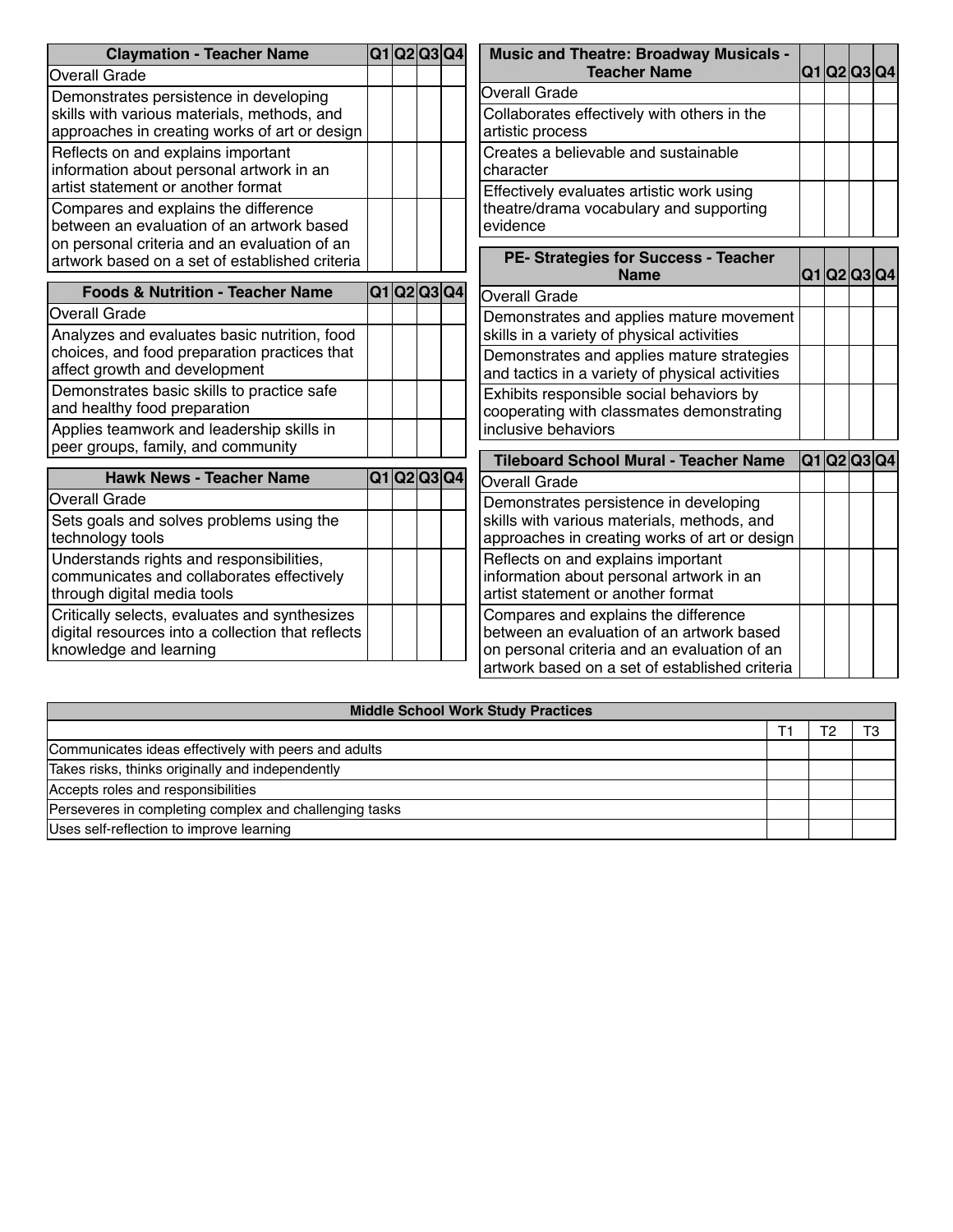| Claymation - Teacher Name | Q1 | Q2 | Q3 | Q4 |
|---|---|---|---|---|
| Overall Grade | | | | |
| Demonstrates persistence in developing skills with various materials, methods, and approaches in creating works of art or design | | | | |
| Reflects on and explains important information about personal artwork in an artist statement or another format | | | | |
| Compares and explains the difference between an evaluation of an artwork based on personal criteria and an evaluation of an artwork based on a set of established criteria | | | | |

| Foods & Nutrition - Teacher Name | Q1 | Q2 | Q3 | Q4 |
|---|---|---|---|---|
| Overall Grade | | | | |
| Analyzes and evaluates basic nutrition, food choices, and food preparation practices that affect growth and development | | | | |
| Demonstrates basic skills to practice safe and healthy food preparation | | | | |
| Applies teamwork and leadership skills in peer groups, family, and community | | | | |

| Hawk News - Teacher Name | Q1 | Q2 | Q3 | Q4 |
|---|---|---|---|---|
| Overall Grade | | | | |
| Sets goals and solves problems using the technology tools | | | | |
| Understands rights and responsibilities, communicates and collaborates effectively through digital media tools | | | | |
| Critically selects, evaluates and synthesizes digital resources into a collection that reflects knowledge and learning | | | | |

| Music and Theatre: Broadway Musicals - Teacher Name | Q1 | Q2 | Q3 | Q4 |
|---|---|---|---|---|
| Overall Grade | | | | |
| Collaborates effectively with others in the artistic process | | | | |
| Creates a believable and sustainable character | | | | |
| Effectively evaluates artistic work using theatre/drama vocabulary and supporting evidence | | | | |

| PE- Strategies for Success - Teacher Name | Q1 | Q2 | Q3 | Q4 |
|---|---|---|---|---|
| Overall Grade | | | | |
| Demonstrates and applies mature movement skills in a variety of physical activities | | | | |
| Demonstrates and applies mature strategies and tactics in a variety of physical activities | | | | |
| Exhibits responsible social behaviors by cooperating with classmates demonstrating inclusive behaviors | | | | |

| Tileboard School Mural - Teacher Name | Q1 | Q2 | Q3 | Q4 |
|---|---|---|---|---|
| Overall Grade | | | | |
| Demonstrates persistence in developing skills with various materials, methods, and approaches in creating works of art or design | | | | |
| Reflects on and explains important information about personal artwork in an artist statement or another format | | | | |
| Compares and explains the difference between an evaluation of an artwork based on personal criteria and an evaluation of an artwork based on a set of established criteria | | | | |

| Middle School Work Study Practices | | | |
|---|---|---|---|
| | T1 | T2 | T3 |
| Communicates ideas effectively with peers and adults | | | |
| Takes risks, thinks originally and independently | | | |
| Accepts roles and responsibilities | | | |
| Perseveres in completing complex and challenging tasks | | | |
| Uses self-reflection to improve learning | | | |